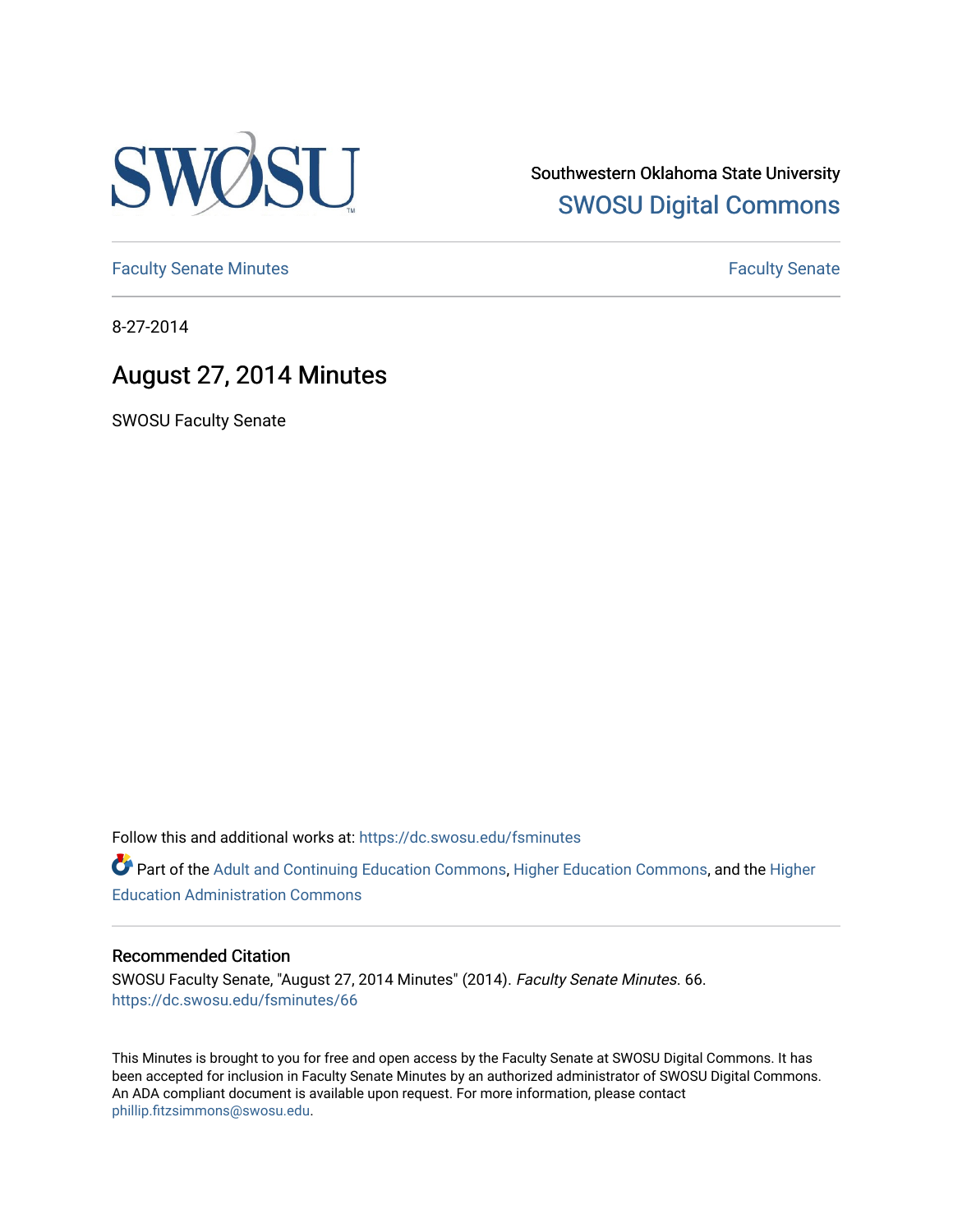Southwestern Oklahoma State University

SWOSU Digital Commons

Faculty Senate Minutes

Faculty Senate

8-27-2014

# August 27, 2014 Minutes

SWOSU Faculty Senate

Follow this and additional works at: https://dc.swosu.edu/fsminutes

Part of the Adult and Continuing Education Commons, Higher Education Commons, and the Higher Education Administration Commons

## Recommended Citation

SWOSU Faculty Senate, "August 27, 2014 Minutes" (2014). *Faculty Senate Minutes*. 66.
https://dc.swosu.edu/fsminutes/66

This Minutes is brought to you for free and open access by the Faculty Senate at SWOSU Digital Commons. It has been accepted for inclusion in Faculty Senate Minutes by an authorized administrator of SWOSU Digital Commons. An ADA compliant document is available upon request. For more information, please contact phillip.fitzsimmons@swosu.edu.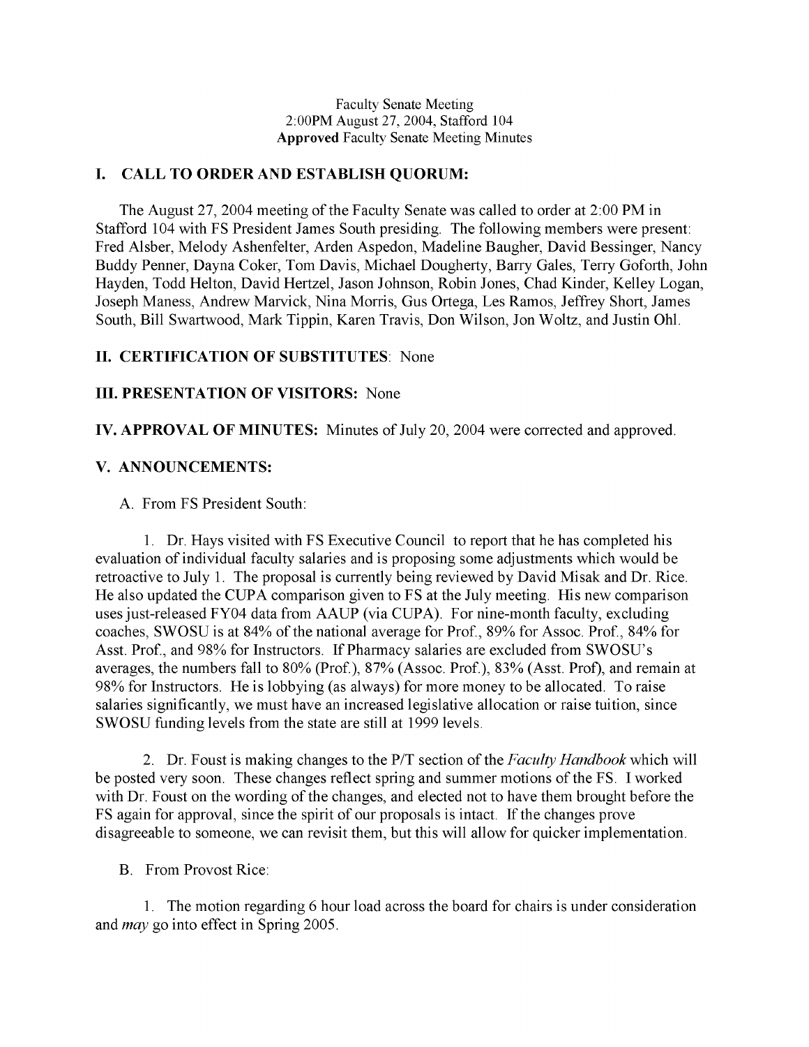Faculty Senate Meeting
2:00PM August 27, 2004, Stafford 104
**Approved** Faculty Senate Meeting Minutes

## I. CALL TO ORDER AND ESTABLISH QUORUM:

The August 27, 2004 meeting of the Faculty Senate was called to order at 2:00 PM in Stafford 104 with FS President James South presiding. The following members were present: Fred Alsber, Melody Ashenfelter, Arden Aspedon, Madeline Baugher, David Bessinger, Nancy Buddy Penner, Dayna Coker, Tom Davis, Michael Dougherty, Barry Gales, Terry Goforth, John Hayden, Todd Helton, David Hertzel, Jason Johnson, Robin Jones, Chad Kinder, Kelley Logan, Joseph Maness, Andrew Marvick, Nina Morris, Gus Ortega, Les Ramos, Jeffrey Short, James South, Bill Swartwood, Mark Tippin, Karen Travis, Don Wilson, Jon Woltz, and Justin Ohl.

## II. CERTIFICATION OF SUBSTITUTES: None

## III. PRESENTATION OF VISITORS: None

## IV. APPROVAL OF MINUTES: Minutes of July 20, 2004 were corrected and approved.

## V. ANNOUNCEMENTS:

A. From FS President South:

1. Dr. Hays visited with FS Executive Council to report that he has completed his evaluation of individual faculty salaries and is proposing some adjustments which would be retroactive to July 1. The proposal is currently being reviewed by David Misak and Dr. Rice. He also updated the CUPA comparison given to FS at the July meeting. His new comparison uses just-released FY04 data from AAUP (via CUPA). For nine-month faculty, excluding coaches, SWOSU is at 84% of the national average for Prof., 89% for Assoc. Prof., 84% for Asst. Prof., and 98% for Instructors. If Pharmacy salaries are excluded from SWOSU's averages, the numbers fall to 80% (Prof.), 87% (Assoc. Prof.), 83% (Asst. Prof), and remain at 98% for Instructors. He is lobbying (as always) for more money to be allocated. To raise salaries significantly, we must have an increased legislative allocation or raise tuition, since SWOSU funding levels from the state are still at 1999 levels.

2. Dr. Foust is making changes to the P/T section of the *Faculty Handbook* which will be posted very soon. These changes reflect spring and summer motions of the FS. I worked with Dr. Foust on the wording of the changes, and elected not to have them brought before the FS again for approval, since the spirit of our proposals is intact. If the changes prove disagreeable to someone, we can revisit them, but this will allow for quicker implementation.

B. From Provost Rice:

1. The motion regarding 6 hour load across the board for chairs is under consideration and *may* go into effect in Spring 2005.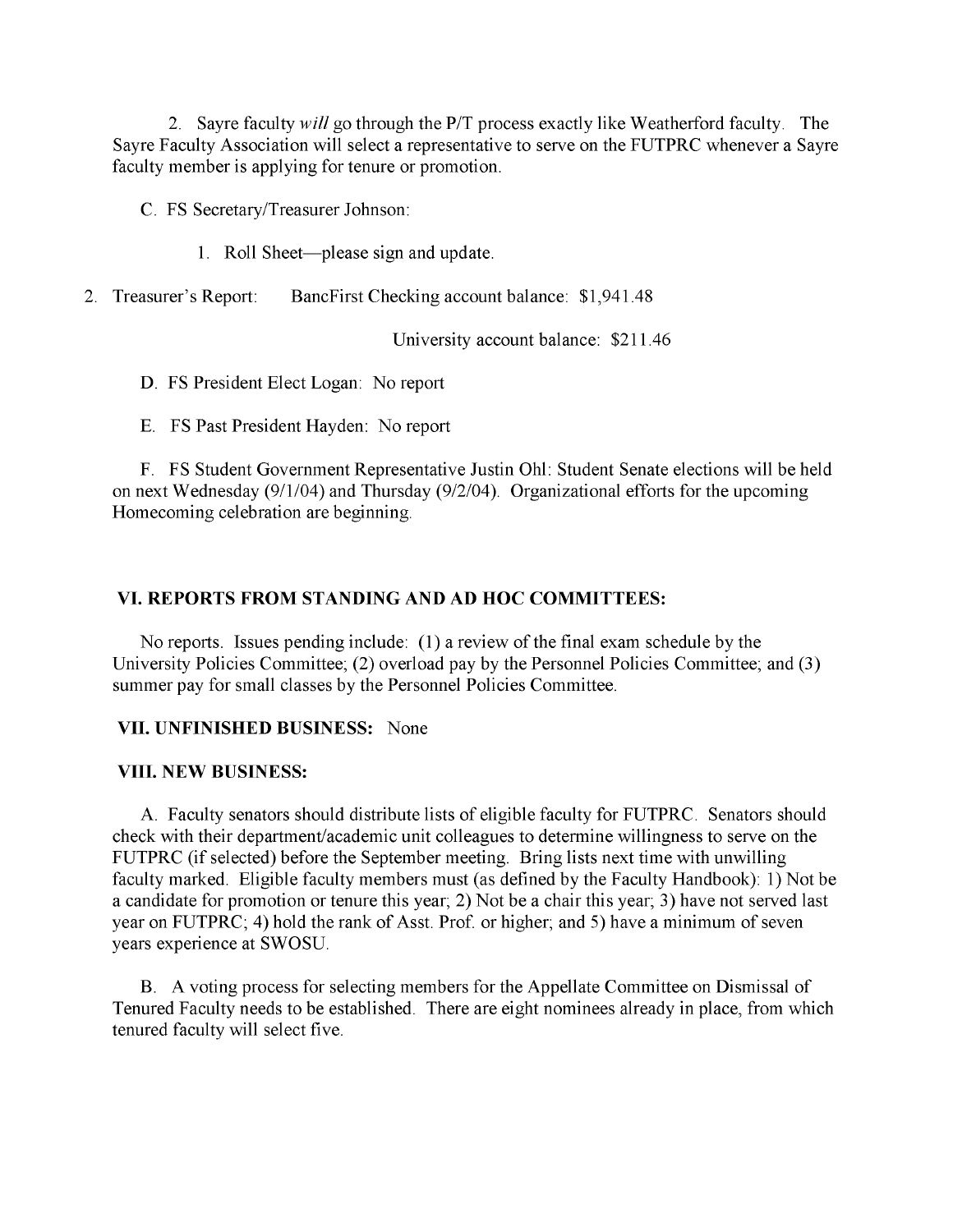2. Sayre faculty *will* go through the P/T process exactly like Weatherford faculty. The Sayre Faculty Association will select a representative to serve on the FUTPRC whenever a Sayre faculty member is applying for tenure or promotion.

C. FS Secretary/Treasurer Johnson:

1. Roll Sheet—please sign and update.

2. Treasurer's Report: BancFirst Checking account balance: $1,941.48

University account balance: $211.46

D. FS President Elect Logan: No report

E. FS Past President Hayden: No report

F. FS Student Government Representative Justin Ohl: Student Senate elections will be held on next Wednesday (9/1/04) and Thursday (9/2/04). Organizational efforts for the upcoming Homecoming celebration are beginning.

### VI. REPORTS FROM STANDING AND AD HOC COMMITTEES:

No reports. Issues pending include: (1) a review of the final exam schedule by the University Policies Committee; (2) overload pay by the Personnel Policies Committee; and (3) summer pay for small classes by the Personnel Policies Committee.

### VII. UNFINISHED BUSINESS: None

### VIII. NEW BUSINESS:

A. Faculty senators should distribute lists of eligible faculty for FUTPRC. Senators should check with their department/academic unit colleagues to determine willingness to serve on the FUTPRC (if selected) before the September meeting. Bring lists next time with unwilling faculty marked. Eligible faculty members must (as defined by the Faculty Handbook): 1) Not be a candidate for promotion or tenure this year; 2) Not be a chair this year; 3) have not served last year on FUTPRC; 4) hold the rank of Asst. Prof. or higher; and 5) have a minimum of seven years experience at SWOSU.

B. A voting process for selecting members for the Appellate Committee on Dismissal of Tenured Faculty needs to be established. There are eight nominees already in place, from which tenured faculty will select five.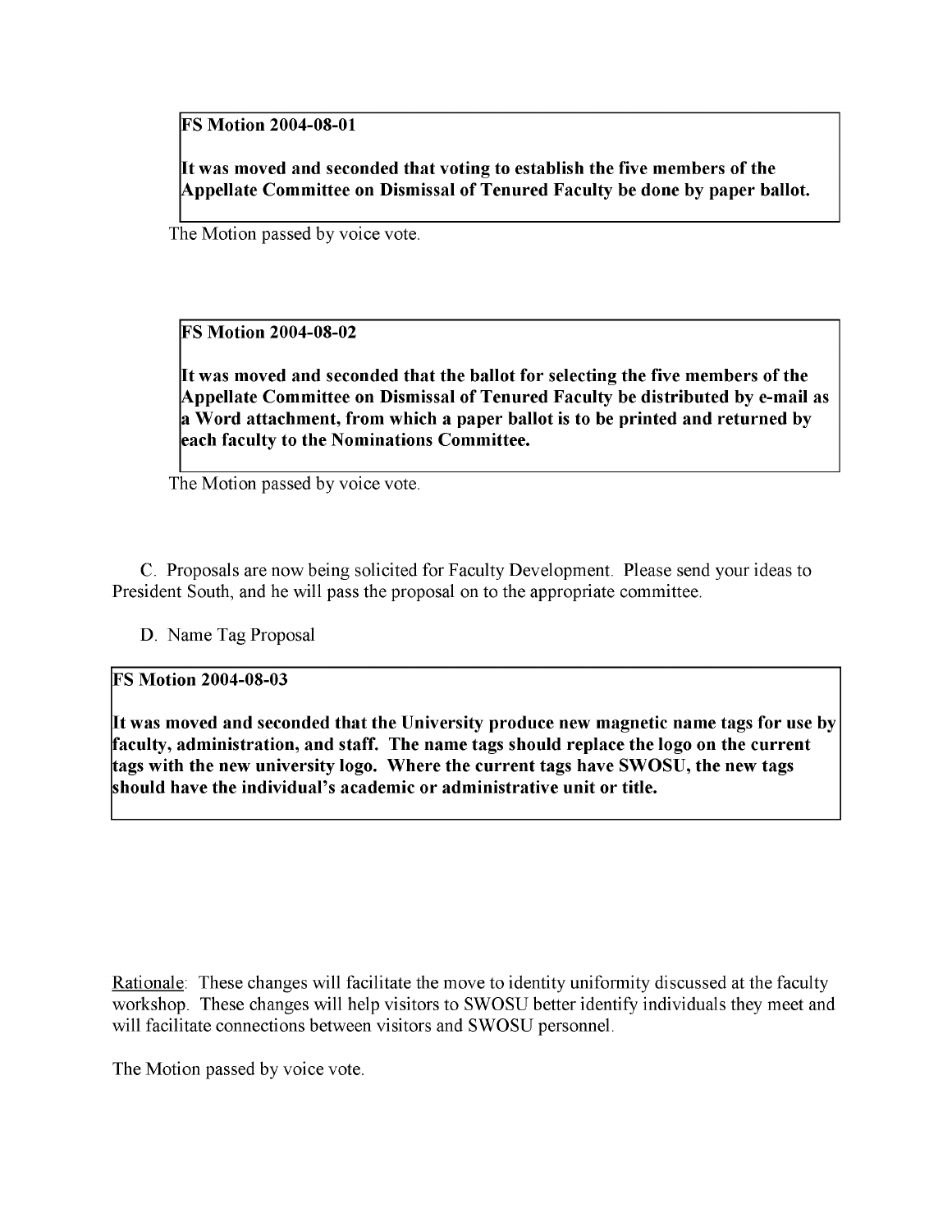> **FS Motion 2004-08-01**
>
> **It was moved and seconded that voting to establish the five members of the Appellate Committee on Dismissal of Tenured Faculty be done by paper ballot.**

The Motion passed by voice vote.

> **FS Motion 2004-08-02**
>
> **It was moved and seconded that the ballot for selecting the five members of the Appellate Committee on Dismissal of Tenured Faculty be distributed by e-mail as a Word attachment, from which a paper ballot is to be printed and returned by each faculty to the Nominations Committee.**

The Motion passed by voice vote.

C. Proposals are now being solicited for Faculty Development. Please send your ideas to President South, and he will pass the proposal on to the appropriate committee.

D. Name Tag Proposal

> **FS Motion 2004-08-03**
>
> **It was moved and seconded that the University produce new magnetic name tags for use by faculty, administration, and staff. The name tags should replace the logo on the current tags with the new university logo. Where the current tags have SWOSU, the new tags should have the individual's academic or administrative unit or title.**

Rationale: These changes will facilitate the move to identity uniformity discussed at the faculty workshop. These changes will help visitors to SWOSU better identify individuals they meet and will facilitate connections between visitors and SWOSU personnel.

The Motion passed by voice vote.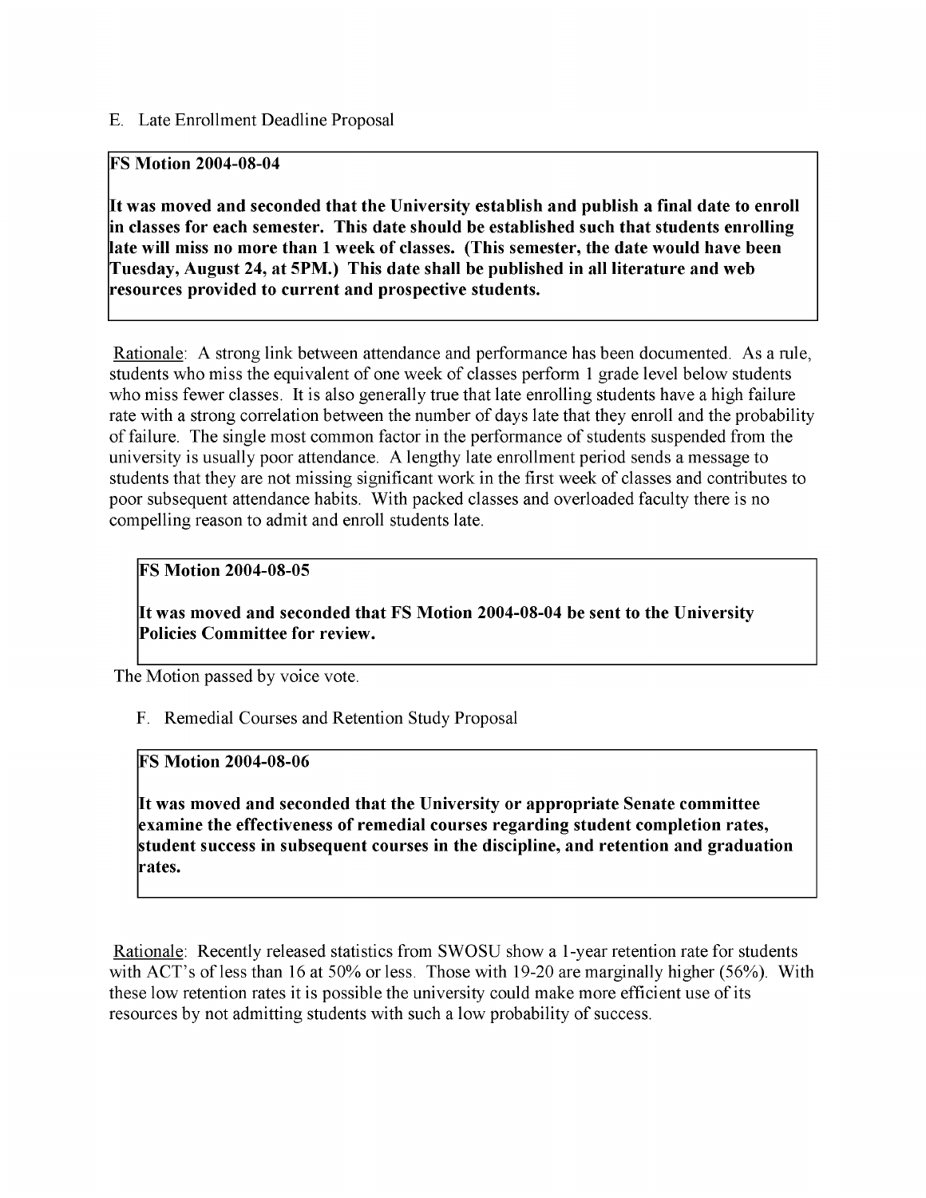E. Late Enrollment Deadline Proposal

**FS Motion 2004-08-04**

**It was moved and seconded that the University establish and publish a final date to enroll in classes for each semester. This date should be established such that students enrolling late will miss no more than 1 week of classes. (This semester, the date would have been Tuesday, August 24, at 5PM.) This date shall be published in all literature and web resources provided to current and prospective students.**

Rationale: A strong link between attendance and performance has been documented. As a rule, students who miss the equivalent of one week of classes perform 1 grade level below students who miss fewer classes. It is also generally true that late enrolling students have a high failure rate with a strong correlation between the number of days late that they enroll and the probability of failure. The single most common factor in the performance of students suspended from the university is usually poor attendance. A lengthy late enrollment period sends a message to students that they are not missing significant work in the first week of classes and contributes to poor subsequent attendance habits. With packed classes and overloaded faculty there is no compelling reason to admit and enroll students late.

**FS Motion 2004-08-05**

**It was moved and seconded that FS Motion 2004-08-04 be sent to the University Policies Committee for review.**

The Motion passed by voice vote.

F. Remedial Courses and Retention Study Proposal

**FS Motion 2004-08-06**

**It was moved and seconded that the University or appropriate Senate committee examine the effectiveness of remedial courses regarding student completion rates, student success in subsequent courses in the discipline, and retention and graduation rates.**

Rationale: Recently released statistics from SWOSU show a 1-year retention rate for students with ACT's of less than 16 at 50% or less. Those with 19-20 are marginally higher (56%). With these low retention rates it is possible the university could make more efficient use of its resources by not admitting students with such a low probability of success.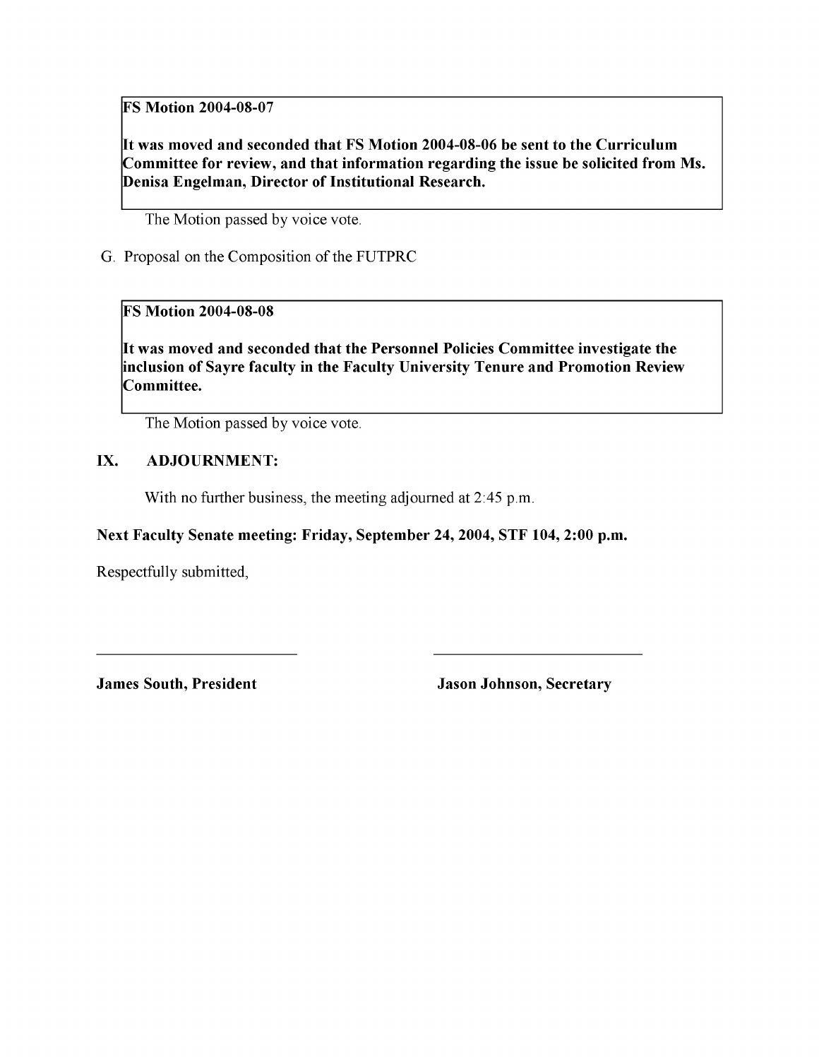**FS Motion 2004-08-07**

**It was moved and seconded that FS Motion 2004-08-06 be sent to the Curriculum Committee for review, and that information regarding the issue be solicited from Ms. Denisa Engelman, Director of Institutional Research.**

The Motion passed by voice vote.

G. Proposal on the Composition of the FUTPRC

**FS Motion 2004-08-08**

**It was moved and seconded that the Personnel Policies Committee investigate the inclusion of Sayre faculty in the Faculty University Tenure and Promotion Review Committee.**

The Motion passed by voice vote.

## IX. ADJOURNMENT:

With no further business, the meeting adjourned at 2:45 p.m.

**Next Faculty Senate meeting: Friday, September 24, 2004, STF 104, 2:00 p.m.**

Respectfully submitted,

\_\_\_\_\_\_\_\_\_\_\_\_\_\_\_\_\_\_\_\_\_\_\_\_\_\_ \_\_\_\_\_\_\_\_\_\_\_\_\_\_\_\_\_\_\_\_\_\_\_\_\_\_

**James South, President** **Jason Johnson, Secretary**